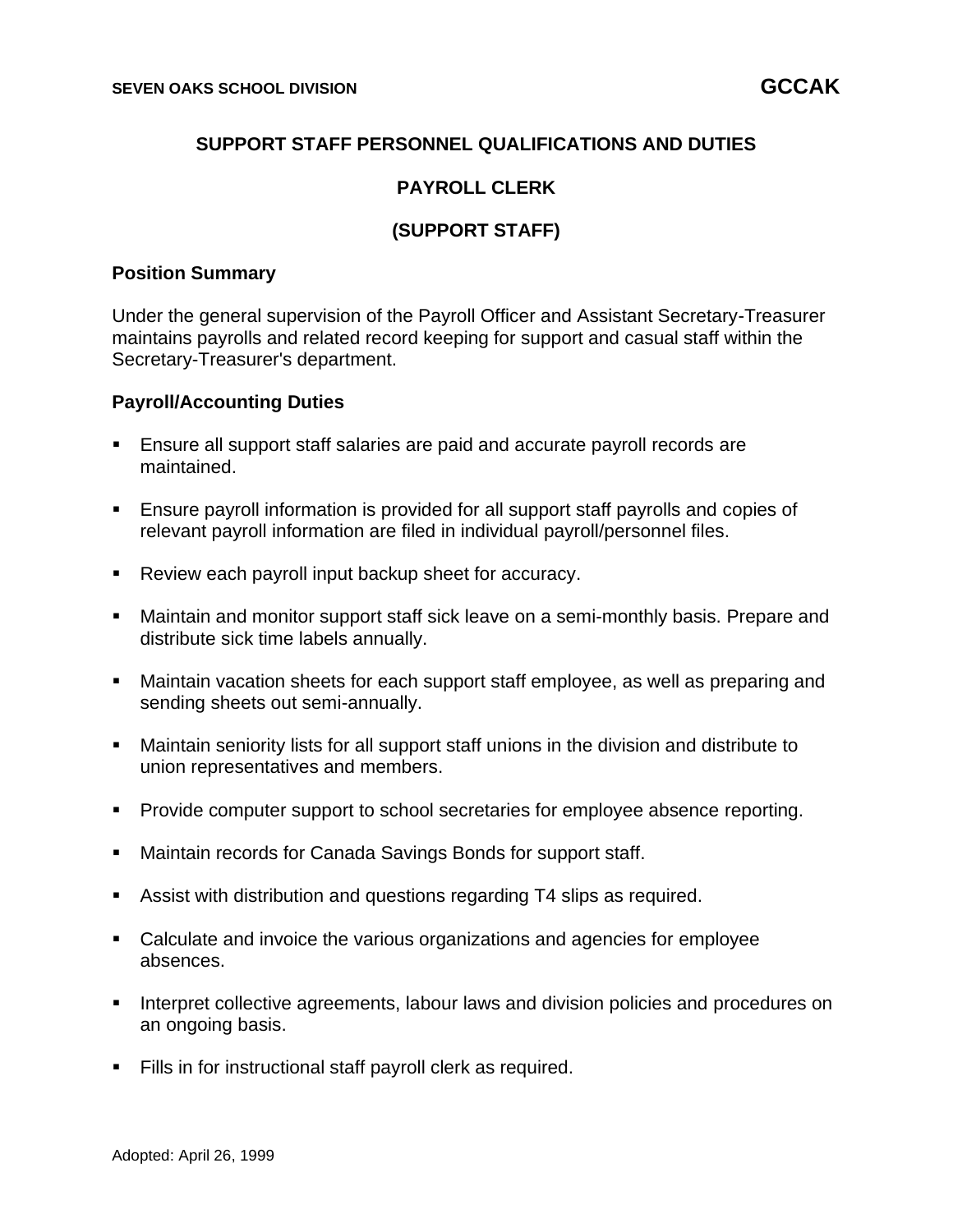SEVEN OAKS SCHOOL DIVISION **GCCAK**

## SUPPORT STAFF PERSONNEL QUALIFICATIONS AND DUTIES

## PAYROLL CLERK

## (SUPPORT STAFF)

### Position Summary

Under the general supervision of the Payroll Officer and Assistant Secretary-Treasurer maintains payrolls and related record keeping for support and casual staff within the Secretary-Treasurer's department.

### Payroll/Accounting Duties

- Ensure all support staff salaries are paid and accurate payroll records are maintained.
- Ensure payroll information is provided for all support staff payrolls and copies of relevant payroll information are filed in individual payroll/personnel files.
- Review each payroll input backup sheet for accuracy.
- Maintain and monitor support staff sick leave on a semi-monthly basis. Prepare and distribute sick time labels annually.
- Maintain vacation sheets for each support staff employee, as well as preparing and sending sheets out semi-annually.
- Maintain seniority lists for all support staff unions in the division and distribute to union representatives and members.
- Provide computer support to school secretaries for employee absence reporting.
- Maintain records for Canada Savings Bonds for support staff.
- Assist with distribution and questions regarding T4 slips as required.
- Calculate and invoice the various organizations and agencies for employee absences.
- Interpret collective agreements, labour laws and division policies and procedures on an ongoing basis.
- Fills in for instructional staff payroll clerk as required.

Adopted: April 26, 1999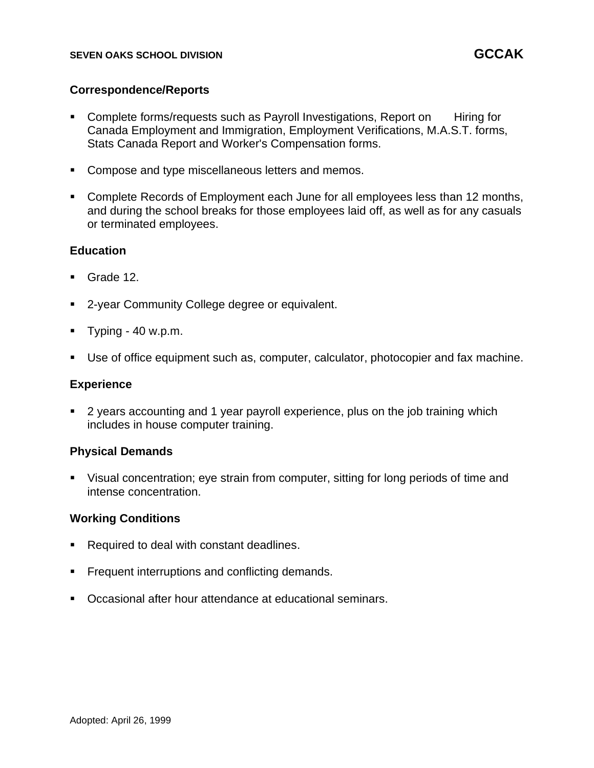**Correspondence/Reports**

- Complete forms/requests such as Payroll Investigations, Report on Hiring for Canada Employment and Immigration, Employment Verifications, M.A.S.T. forms, Stats Canada Report and Worker's Compensation forms.
- Compose and type miscellaneous letters and memos.
- Complete Records of Employment each June for all employees less than 12 months, and during the school breaks for those employees laid off, as well as for any casuals or terminated employees.

**Education**

- Grade 12.
- 2-year Community College degree or equivalent.
- Typing - 40 w.p.m.
- Use of office equipment such as, computer, calculator, photocopier and fax machine.

**Experience**

- 2 years accounting and 1 year payroll experience, plus on the job training which includes in house computer training.

**Physical Demands**

- Visual concentration; eye strain from computer, sitting for long periods of time and intense concentration.

**Working Conditions**

- Required to deal with constant deadlines.
- Frequent interruptions and conflicting demands.
- Occasional after hour attendance at educational seminars.